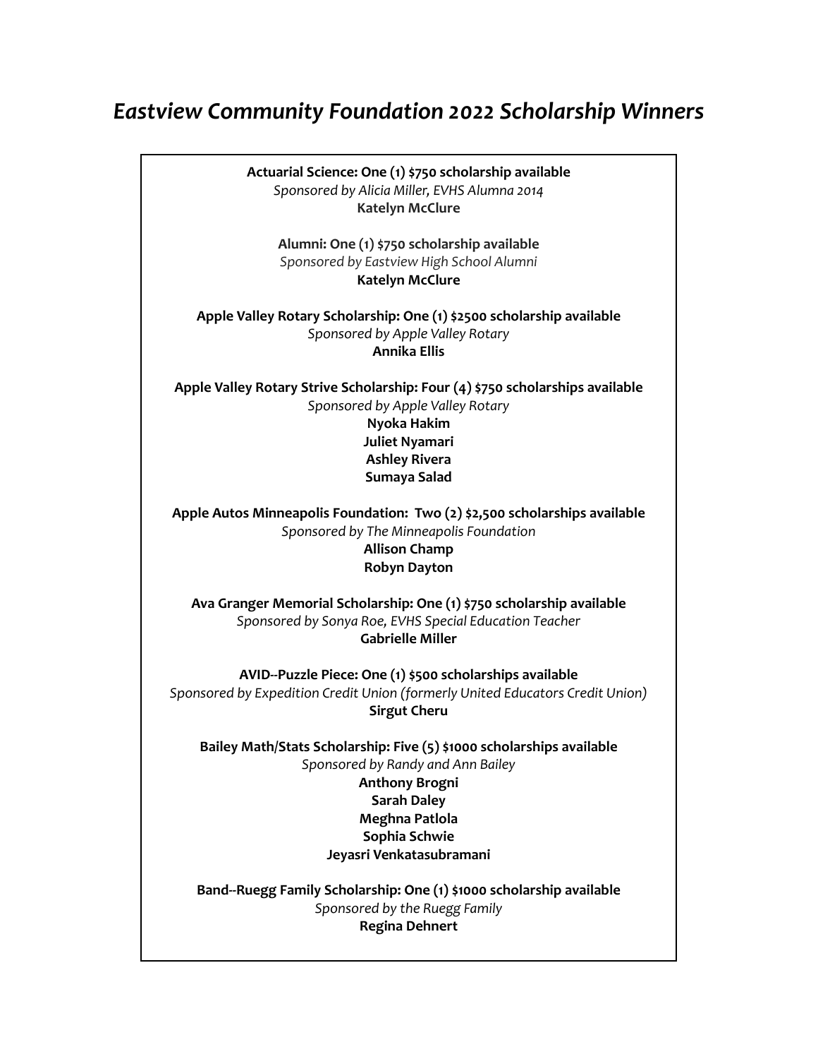# *Eastview Community Foundation 2022 Scholarship Winners*

**Actuarial Science: One (1) $750 scholarship available**
*Sponsored by Alicia Miller, EVHS Alumna 2014*
**Katelyn McClure**

**Alumni: One (1) $750 scholarship available**
*Sponsored by Eastview High School Alumni*
**Katelyn McClure**

**Apple Valley Rotary Scholarship: One (1) $2500 scholarship available**
*Sponsored by Apple Valley Rotary*
**Annika Ellis**

**Apple Valley Rotary Strive Scholarship: Four (4) $750 scholarships available**
*Sponsored by Apple Valley Rotary*
**Nyoka Hakim**
**Juliet Nyamari**
**Ashley Rivera**
**Sumaya Salad**

**Apple Autos Minneapolis Foundation: Two (2) $2,500 scholarships available**
*Sponsored by The Minneapolis Foundation*
**Allison Champ**
**Robyn Dayton**

**Ava Granger Memorial Scholarship: One (1) $750 scholarship available**
*Sponsored by Sonya Roe, EVHS Special Education Teacher*
**Gabrielle Miller**

**AVID--Puzzle Piece: One (1) $500 scholarships available**
*Sponsored by Expedition Credit Union (formerly United Educators Credit Union)*
**Sirgut Cheru**

**Bailey Math/Stats Scholarship: Five (5) $1000 scholarships available**
*Sponsored by Randy and Ann Bailey*
**Anthony Brogni**
**Sarah Daley**
**Meghna Patlola**
**Sophia Schwie**
**Jeyasri Venkatasubramani**

**Band--Ruegg Family Scholarship: One (1) $1000 scholarship available**
*Sponsored by the Ruegg Family*
**Regina Dehnert**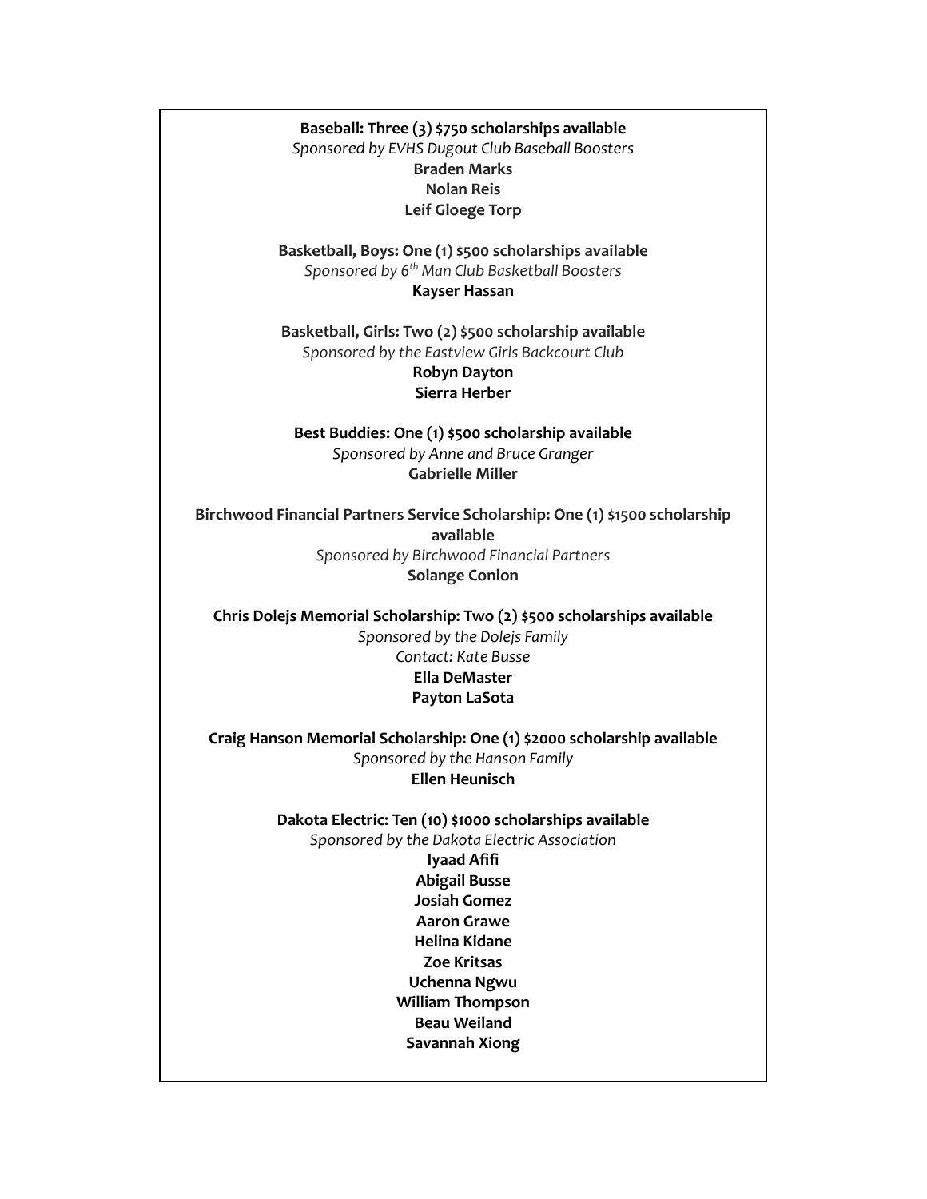**Baseball: Three (3) $750 scholarships available**
*Sponsored by EVHS Dugout Club Baseball Boosters*
**Braden Marks**
**Nolan Reis**
**Leif Gloege Torp**

**Basketball, Boys: One (1) $500 scholarships available**
*Sponsored by 6th Man Club Basketball Boosters*
**Kayser Hassan**

**Basketball, Girls: Two (2) $500 scholarship available**
*Sponsored by the Eastview Girls Backcourt Club*
**Robyn Dayton**
**Sierra Herber**

**Best Buddies: One (1) $500 scholarship available**
*Sponsored by Anne and Bruce Granger*
**Gabrielle Miller**

**Birchwood Financial Partners Service Scholarship: One (1) $1500 scholarship available**
*Sponsored by Birchwood Financial Partners*
**Solange Conlon**

**Chris Dolejs Memorial Scholarship: Two (2) $500 scholarships available**
*Sponsored by the Dolejs Family*
*Contact: Kate Busse*
**Ella DeMaster**
**Payton LaSota**

**Craig Hanson Memorial Scholarship: One (1) $2000 scholarship available**
*Sponsored by the Hanson Family*
**Ellen Heunisch**

**Dakota Electric: Ten (10) $1000 scholarships available**
*Sponsored by the Dakota Electric Association*
**Iyaad Afifi**
**Abigail Busse**
**Josiah Gomez**
**Aaron Grawe**
**Helina Kidane**
**Zoe Kritsas**
**Uchenna Ngwu**
**William Thompson**
**Beau Weiland**
**Savannah Xiong**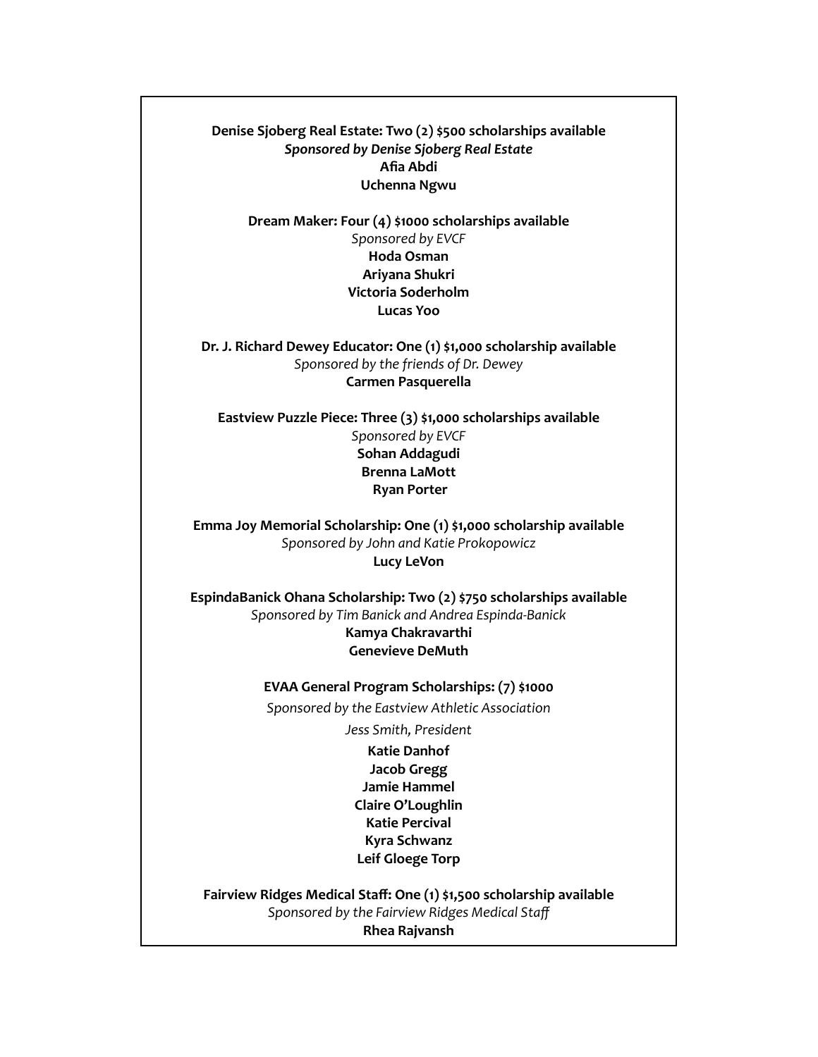**Denise Sjoberg Real Estate: Two (2) $500 scholarships available**
***Sponsored by Denise Sjoberg Real Estate***
**Afia Abdi**
**Uchenna Ngwu**

**Dream Maker: Four (4) $1000 scholarships available**
*Sponsored by EVCF*
**Hoda Osman**
**Ariyana Shukri**
**Victoria Soderholm**
**Lucas Yoo**

**Dr. J. Richard Dewey Educator: One (1) $1,000 scholarship available**
*Sponsored by the friends of Dr. Dewey*
**Carmen Pasquerella**

**Eastview Puzzle Piece: Three (3) $1,000 scholarships available**
*Sponsored by EVCF*
**Sohan Addagudi**
**Brenna LaMott**
**Ryan Porter**

**Emma Joy Memorial Scholarship: One (1) $1,000 scholarship available**
*Sponsored by John and Katie Prokopowicz*
**Lucy LeVon**

**EspindaBanick Ohana Scholarship: Two (2) $750 scholarships available**
*Sponsored by Tim Banick and Andrea Espinda-Banick*
**Kamya Chakravarthi**
**Genevieve DeMuth**

**EVAA General Program Scholarships: (7) $1000**
*Sponsored by the Eastview Athletic Association*
*Jess Smith, President*
**Katie Danhof**
**Jacob Gregg**
**Jamie Hammel**
**Claire O'Loughlin**
**Katie Percival**
**Kyra Schwanz**
**Leif Gloege Torp**

**Fairview Ridges Medical Staff: One (1) $1,500 scholarship available**
*Sponsored by the Fairview Ridges Medical Staff*
**Rhea Rajvansh**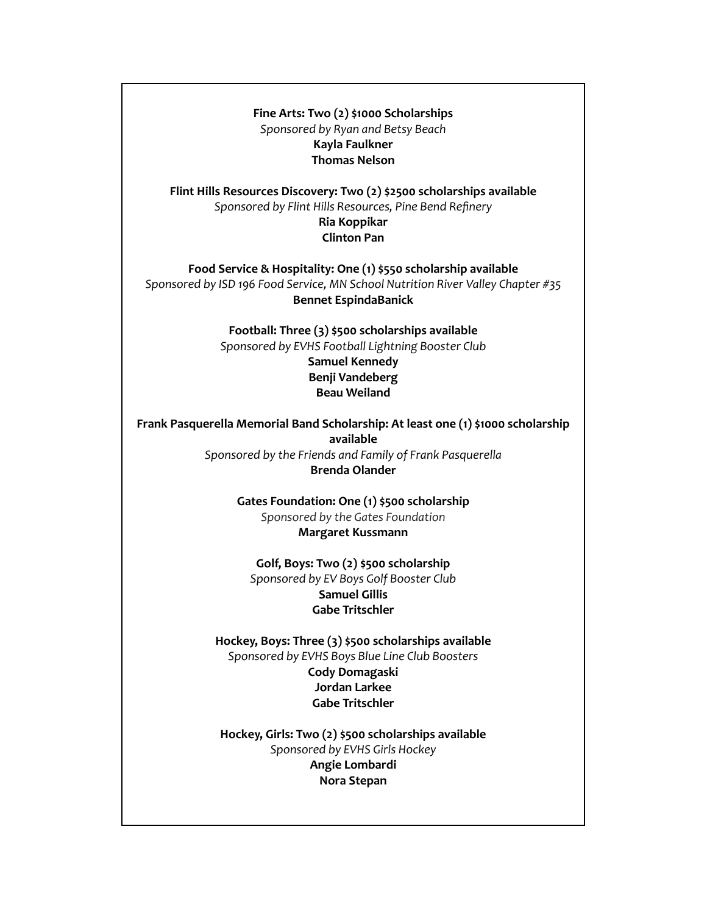**Fine Arts: Two (2) $1000 Scholarships**
*Sponsored by Ryan and Betsy Beach*
**Kayla Faulkner**
**Thomas Nelson**

**Flint Hills Resources Discovery: Two (2) $2500 scholarships available**
*Sponsored by Flint Hills Resources, Pine Bend Refinery*
**Ria Koppikar**
**Clinton Pan**

**Food Service & Hospitality: One (1) $550 scholarship available**
*Sponsored by ISD 196 Food Service, MN School Nutrition River Valley Chapter #35*
**Bennet EspindaBanick**

**Football: Three (3) $500 scholarships available**
*Sponsored by EVHS Football Lightning Booster Club*
**Samuel Kennedy**
**Benji Vandeberg**
**Beau Weiland**

**Frank Pasquerella Memorial Band Scholarship: At least one (1) $1000 scholarship available**
*Sponsored by the Friends and Family of Frank Pasquerella*
**Brenda Olander**

**Gates Foundation: One (1) $500 scholarship**
*Sponsored by the Gates Foundation*
**Margaret Kussmann**

**Golf, Boys: Two (2) $500 scholarship**
*Sponsored by EV Boys Golf Booster Club*
**Samuel Gillis**
**Gabe Tritschler**

**Hockey, Boys: Three (3) $500 scholarships available**
*Sponsored by EVHS Boys Blue Line Club Boosters*
**Cody Domagaski**
**Jordan Larkee**
**Gabe Tritschler**

**Hockey, Girls: Two (2) $500 scholarships available**
*Sponsored by EVHS Girls Hockey*
**Angie Lombardi**
**Nora Stepan**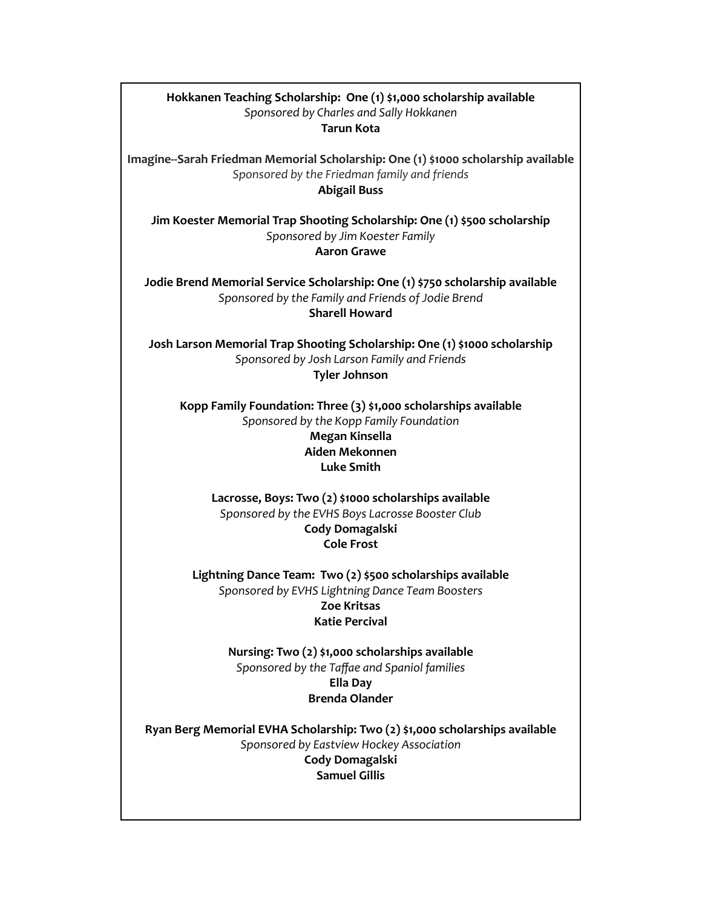**Hokkanen Teaching Scholarship: One (1) $1,000 scholarship available**
*Sponsored by Charles and Sally Hokkanen*
**Tarun Kota**

**Imagine--Sarah Friedman Memorial Scholarship: One (1) $1000 scholarship available**
*Sponsored by the Friedman family and friends*
**Abigail Buss**

**Jim Koester Memorial Trap Shooting Scholarship: One (1) $500 scholarship**
*Sponsored by Jim Koester Family*
**Aaron Grawe**

**Jodie Brend Memorial Service Scholarship: One (1) $750 scholarship available**
*Sponsored by the Family and Friends of Jodie Brend*
**Sharell Howard**

**Josh Larson Memorial Trap Shooting Scholarship: One (1) $1000 scholarship**
*Sponsored by Josh Larson Family and Friends*
**Tyler Johnson**

**Kopp Family Foundation: Three (3) $1,000 scholarships available**
*Sponsored by the Kopp Family Foundation*
**Megan Kinsella**
**Aiden Mekonnen**
**Luke Smith**

**Lacrosse, Boys: Two (2) $1000 scholarships available**
*Sponsored by the EVHS Boys Lacrosse Booster Club*
**Cody Domagalski**
**Cole Frost**

**Lightning Dance Team: Two (2) $500 scholarships available**
*Sponsored by EVHS Lightning Dance Team Boosters*
**Zoe Kritsas**
**Katie Percival**

**Nursing: Two (2) $1,000 scholarships available**
*Sponsored by the Taffae and Spaniol families*
**Ella Day**
**Brenda Olander**

**Ryan Berg Memorial EVHA Scholarship: Two (2) $1,000 scholarships available**
*Sponsored by Eastview Hockey Association*
**Cody Domagalski**
**Samuel Gillis**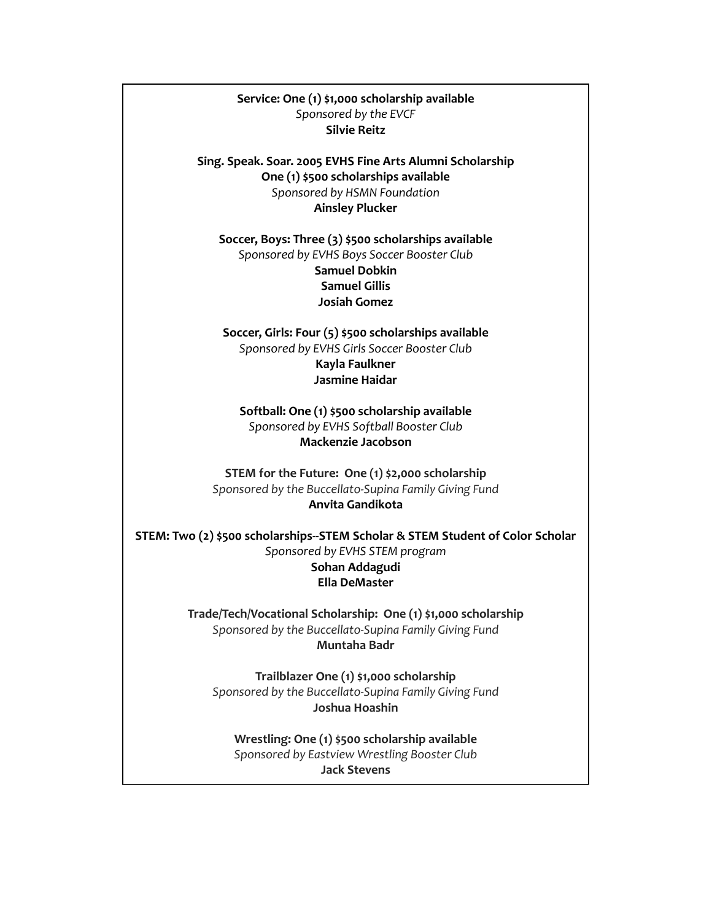**Service: One (1) $1,000 scholarship available**
*Sponsored by the EVCF*
**Silvie Reitz**

**Sing. Speak. Soar. 2005 EVHS Fine Arts Alumni Scholarship**
**One (1) $500 scholarships available**
*Sponsored by HSMN Foundation*
**Ainsley Plucker**

**Soccer, Boys: Three (3) $500 scholarships available**
*Sponsored by EVHS Boys Soccer Booster Club*
**Samuel Dobkin**
**Samuel Gillis**
**Josiah Gomez**

**Soccer, Girls: Four (5) $500 scholarships available**
*Sponsored by EVHS Girls Soccer Booster Club*
**Kayla Faulkner**
**Jasmine Haidar**

**Softball: One (1) $500 scholarship available**
*Sponsored by EVHS Softball Booster Club*
**Mackenzie Jacobson**

**STEM for the Future: One (1) $2,000 scholarship**
*Sponsored by the Buccellato-Supina Family Giving Fund*
**Anvita Gandikota**

**STEM: Two (2) $500 scholarships--STEM Scholar & STEM Student of Color Scholar**
*Sponsored by EVHS STEM program*
**Sohan Addagudi**
**Ella DeMaster**

**Trade/Tech/Vocational Scholarship: One (1) $1,000 scholarship**
*Sponsored by the Buccellato-Supina Family Giving Fund*
**Muntaha Badr**

**Trailblazer One (1) $1,000 scholarship**
*Sponsored by the Buccellato-Supina Family Giving Fund*
**Joshua Hoashin**

**Wrestling: One (1) $500 scholarship available**
*Sponsored by Eastview Wrestling Booster Club*
**Jack Stevens**